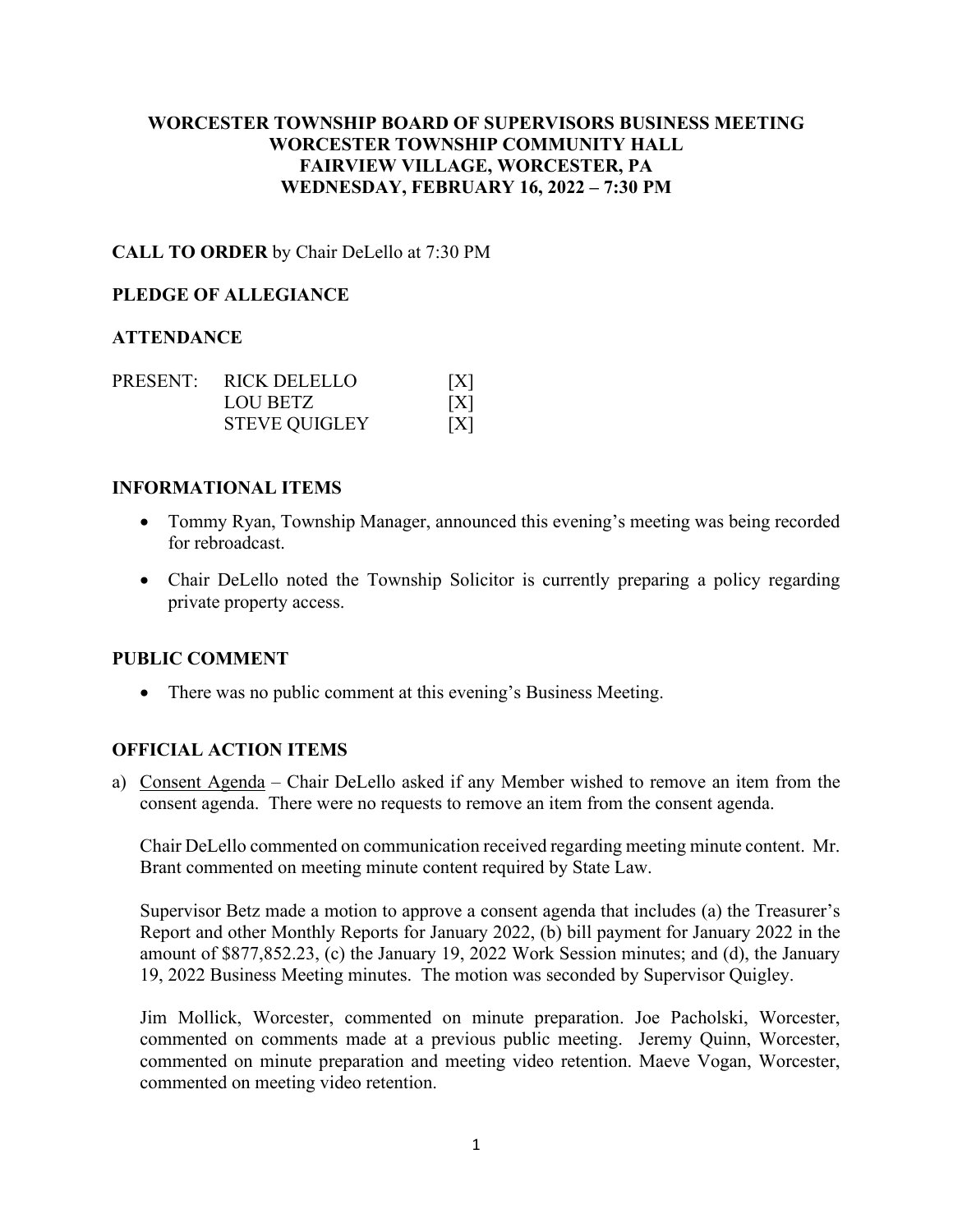**WORCESTER TOWNSHIP BOARD OF SUPERVISORS BUSINESS MEETING**
**WORCESTER TOWNSHIP COMMUNITY HALL**
**FAIRVIEW VILLAGE, WORCESTER, PA**
**WEDNESDAY, FEBRUARY 16, 2022 – 7:30 PM**

**CALL TO ORDER** by Chair DeLello at 7:30 PM

**PLEDGE OF ALLEGIANCE**

**ATTENDANCE**

| PRESENT: | RICK DELELLO | [X] |
|---|---|---|
| | LOU BETZ | [X] |
| | STEVE QUIGLEY | [X] |

**INFORMATIONAL ITEMS**

- Tommy Ryan, Township Manager, announced this evening's meeting was being recorded for rebroadcast.
- Chair DeLello noted the Township Solicitor is currently preparing a policy regarding private property access.

**PUBLIC COMMENT**

- There was no public comment at this evening's Business Meeting.

**OFFICIAL ACTION ITEMS**

a) Consent Agenda – Chair DeLello asked if any Member wished to remove an item from the consent agenda. There were no requests to remove an item from the consent agenda.

   Chair DeLello commented on communication received regarding meeting minute content. Mr. Brant commented on meeting minute content required by State Law.

   Supervisor Betz made a motion to approve a consent agenda that includes (a) the Treasurer's Report and other Monthly Reports for January 2022, (b) bill payment for January 2022 in the amount of $877,852.23, (c) the January 19, 2022 Work Session minutes; and (d), the January 19, 2022 Business Meeting minutes. The motion was seconded by Supervisor Quigley.

   Jim Mollick, Worcester, commented on minute preparation. Joe Pacholski, Worcester, commented on comments made at a previous public meeting. Jeremy Quinn, Worcester, commented on minute preparation and meeting video retention. Maeve Vogan, Worcester, commented on meeting video retention.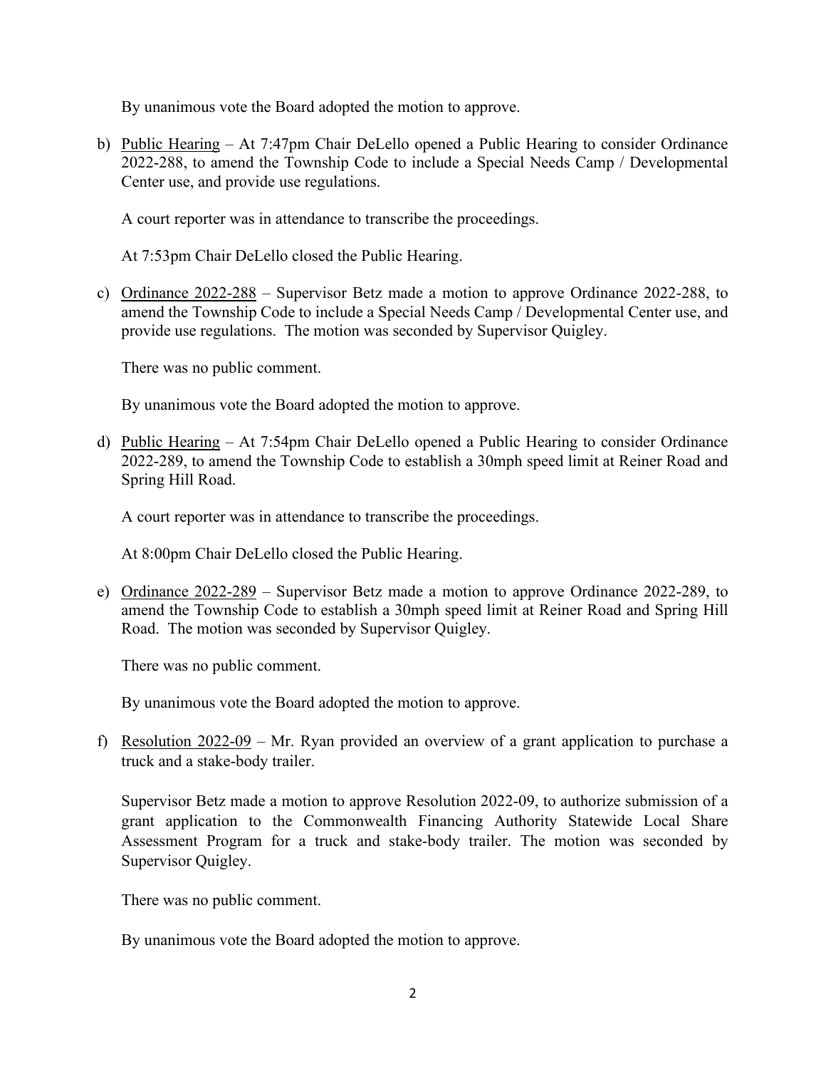By unanimous vote the Board adopted the motion to approve.

b) Public Hearing – At 7:47pm Chair DeLello opened a Public Hearing to consider Ordinance 2022-288, to amend the Township Code to include a Special Needs Camp / Developmental Center use, and provide use regulations.

   A court reporter was in attendance to transcribe the proceedings.

   At 7:53pm Chair DeLello closed the Public Hearing.

c) Ordinance 2022-288 – Supervisor Betz made a motion to approve Ordinance 2022-288, to amend the Township Code to include a Special Needs Camp / Developmental Center use, and provide use regulations. The motion was seconded by Supervisor Quigley.

   There was no public comment.

   By unanimous vote the Board adopted the motion to approve.

d) Public Hearing – At 7:54pm Chair DeLello opened a Public Hearing to consider Ordinance 2022-289, to amend the Township Code to establish a 30mph speed limit at Reiner Road and Spring Hill Road.

   A court reporter was in attendance to transcribe the proceedings.

   At 8:00pm Chair DeLello closed the Public Hearing.

e) Ordinance 2022-289 – Supervisor Betz made a motion to approve Ordinance 2022-289, to amend the Township Code to establish a 30mph speed limit at Reiner Road and Spring Hill Road. The motion was seconded by Supervisor Quigley.

   There was no public comment.

   By unanimous vote the Board adopted the motion to approve.

f) Resolution 2022-09 – Mr. Ryan provided an overview of a grant application to purchase a truck and a stake-body trailer.

   Supervisor Betz made a motion to approve Resolution 2022-09, to authorize submission of a grant application to the Commonwealth Financing Authority Statewide Local Share Assessment Program for a truck and stake-body trailer. The motion was seconded by Supervisor Quigley.

   There was no public comment.

   By unanimous vote the Board adopted the motion to approve.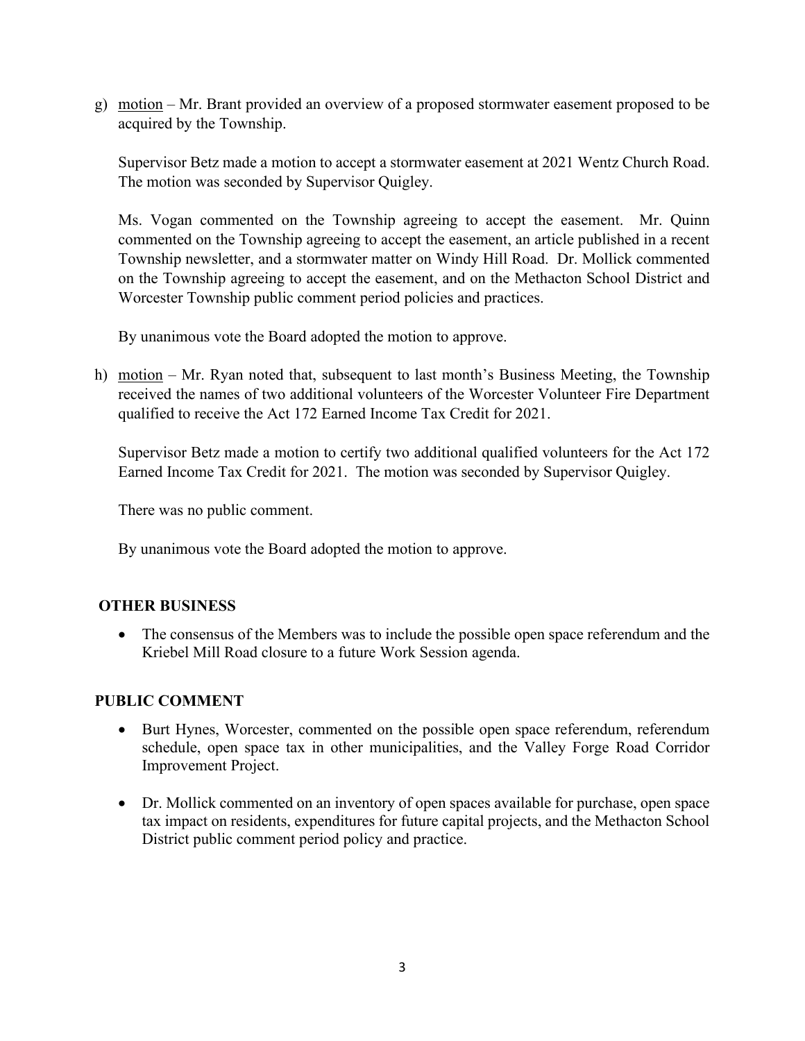g) <u>motion</u> – Mr. Brant provided an overview of a proposed stormwater easement proposed to be acquired by the Township.

   Supervisor Betz made a motion to accept a stormwater easement at 2021 Wentz Church Road. The motion was seconded by Supervisor Quigley.

   Ms. Vogan commented on the Township agreeing to accept the easement. Mr. Quinn commented on the Township agreeing to accept the easement, an article published in a recent Township newsletter, and a stormwater matter on Windy Hill Road. Dr. Mollick commented on the Township agreeing to accept the easement, and on the Methacton School District and Worcester Township public comment period policies and practices.

   By unanimous vote the Board adopted the motion to approve.

h) <u>motion</u> – Mr. Ryan noted that, subsequent to last month's Business Meeting, the Township received the names of two additional volunteers of the Worcester Volunteer Fire Department qualified to receive the Act 172 Earned Income Tax Credit for 2021.

   Supervisor Betz made a motion to certify two additional qualified volunteers for the Act 172 Earned Income Tax Credit for 2021. The motion was seconded by Supervisor Quigley.

   There was no public comment.

   By unanimous vote the Board adopted the motion to approve.

## OTHER BUSINESS

- The consensus of the Members was to include the possible open space referendum and the Kriebel Mill Road closure to a future Work Session agenda.

## PUBLIC COMMENT

- Burt Hynes, Worcester, commented on the possible open space referendum, referendum schedule, open space tax in other municipalities, and the Valley Forge Road Corridor Improvement Project.

- Dr. Mollick commented on an inventory of open spaces available for purchase, open space tax impact on residents, expenditures for future capital projects, and the Methacton School District public comment period policy and practice.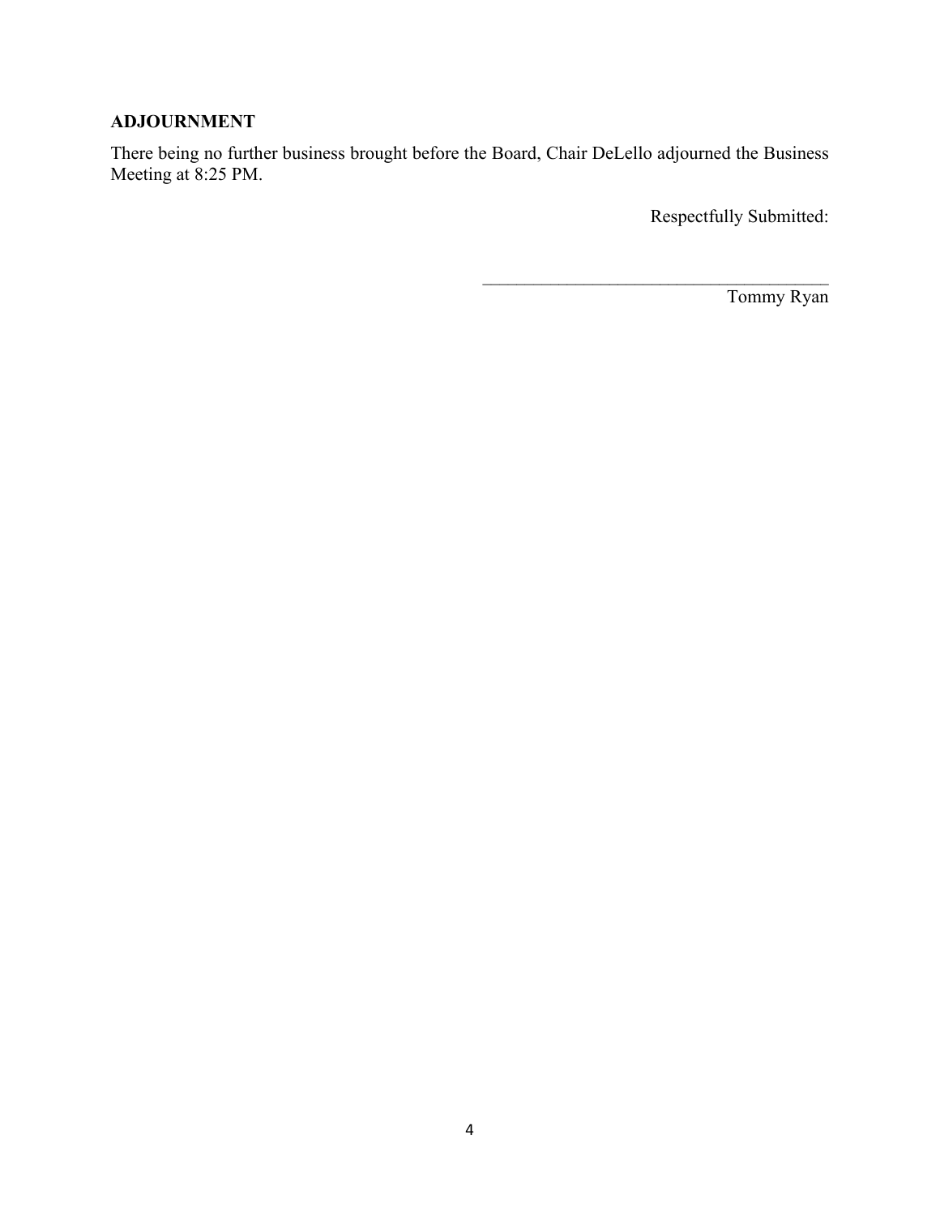## ADJOURNMENT

There being no further business brought before the Board, Chair DeLello adjourned the Business Meeting at 8:25 PM.

Respectfully Submitted:

\_\_\_\_\_\_\_\_\_\_\_\_\_\_\_\_\_\_\_\_\_\_\_\_\_\_\_\_\_\_\_\_\_\_\_\_\_\_

Tommy Ryan